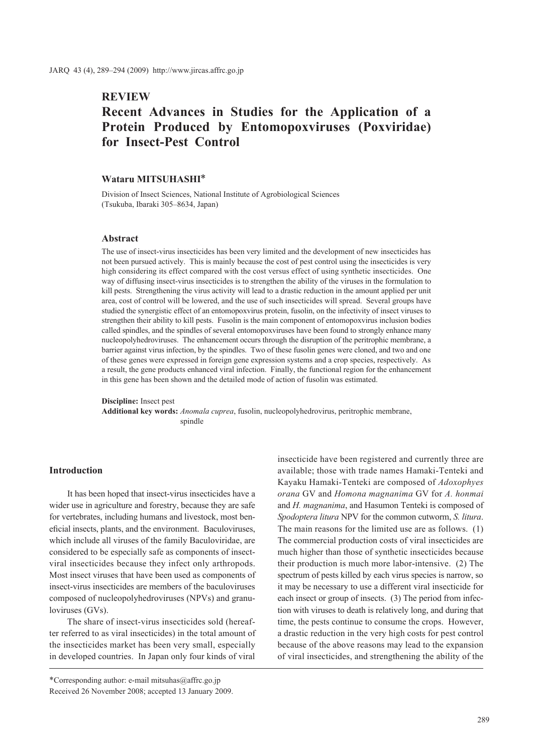## REVIEW

# Recent Advances in Studies for the Application of a Protein Produced by Entomopoxviruses (Poxviridae) for Insect-Pest Control

**Wataru MITSUHASHI***

Division of Insect Sciences, National Institute of Agrobiological Sciences (Tsukuba, Ibaraki 305–8634, Japan)

### Abstract

The use of insect-virus insecticides has been very limited and the development of new insecticides has not been pursued actively. This is mainly because the cost of pest control using the insecticides is very high considering its effect compared with the cost versus effect of using synthetic insecticides. One way of diffusing insect-virus insecticides is to strengthen the ability of the viruses in the formulation to kill pests. Strengthening the virus activity will lead to a drastic reduction in the amount applied per unit area, cost of control will be lowered, and the use of such insecticides will spread. Several groups have studied the synergistic effect of an entomopoxvirus protein, fusolin, on the infectivity of insect viruses to strengthen their ability to kill pests. Fusolin is the main component of entomopoxvirus inclusion bodies called spindles, and the spindles of several entomopoxviruses have been found to strongly enhance many nucleopolyhedroviruses. The enhancement occurs through the disruption of the peritrophic membrane, a barrier against virus infection, by the spindles. Two of these fusolin genes were cloned, and two and one of these genes were expressed in foreign gene expression systems and a crop species, respectively. As a result, the gene products enhanced viral infection. Finally, the functional region for the enhancement in this gene has been shown and the detailed mode of action of fusolin was estimated.

**Discipline:** Insect pest
**Additional key words:** *Anomala cuprea*, fusolin, nucleopolyhedrovirus, peritrophic membrane, spindle

### Introduction

It has been hoped that insect-virus insecticides have a wider use in agriculture and forestry, because they are safe for vertebrates, including humans and livestock, most beneficial insects, plants, and the environment. Baculoviruses, which include all viruses of the family Baculoviridae, are considered to be especially safe as components of insect-viral insecticides because they infect only arthropods. Most insect viruses that have been used as components of insect-virus insecticides are members of the baculoviruses composed of nucleopolyhedroviruses (NPVs) and granuloviruses (GVs).

The share of insect-virus insecticides sold (hereafter referred to as viral insecticides) in the total amount of the insecticides market has been very small, especially in developed countries. In Japan only four kinds of viral insecticide have been registered and currently three are available; those with trade names Hamaki-Tenteki and Kayaku Hamaki-Tenteki are composed of *Adoxophyes orana* GV and *Homona magnanima* GV for *A. honmai* and *H. magnanima*, and Hasumon Tenteki is composed of *Spodoptera litura* NPV for the common cutworm, *S. litura*. The main reasons for the limited use are as follows. (1) The commercial production costs of viral insecticides are much higher than those of synthetic insecticides because their production is much more labor-intensive. (2) The spectrum of pests killed by each virus species is narrow, so it may be necessary to use a different viral insecticide for each insect or group of insects. (3) The period from infection with viruses to death is relatively long, and during that time, the pests continue to consume the crops. However, a drastic reduction in the very high costs for pest control because of the above reasons may lead to the expansion of viral insecticides, and strengthening the ability of the

*Corresponding author: e-mail mitsuhas@affrc.go.jp
Received 26 November 2008; accepted 13 January 2009.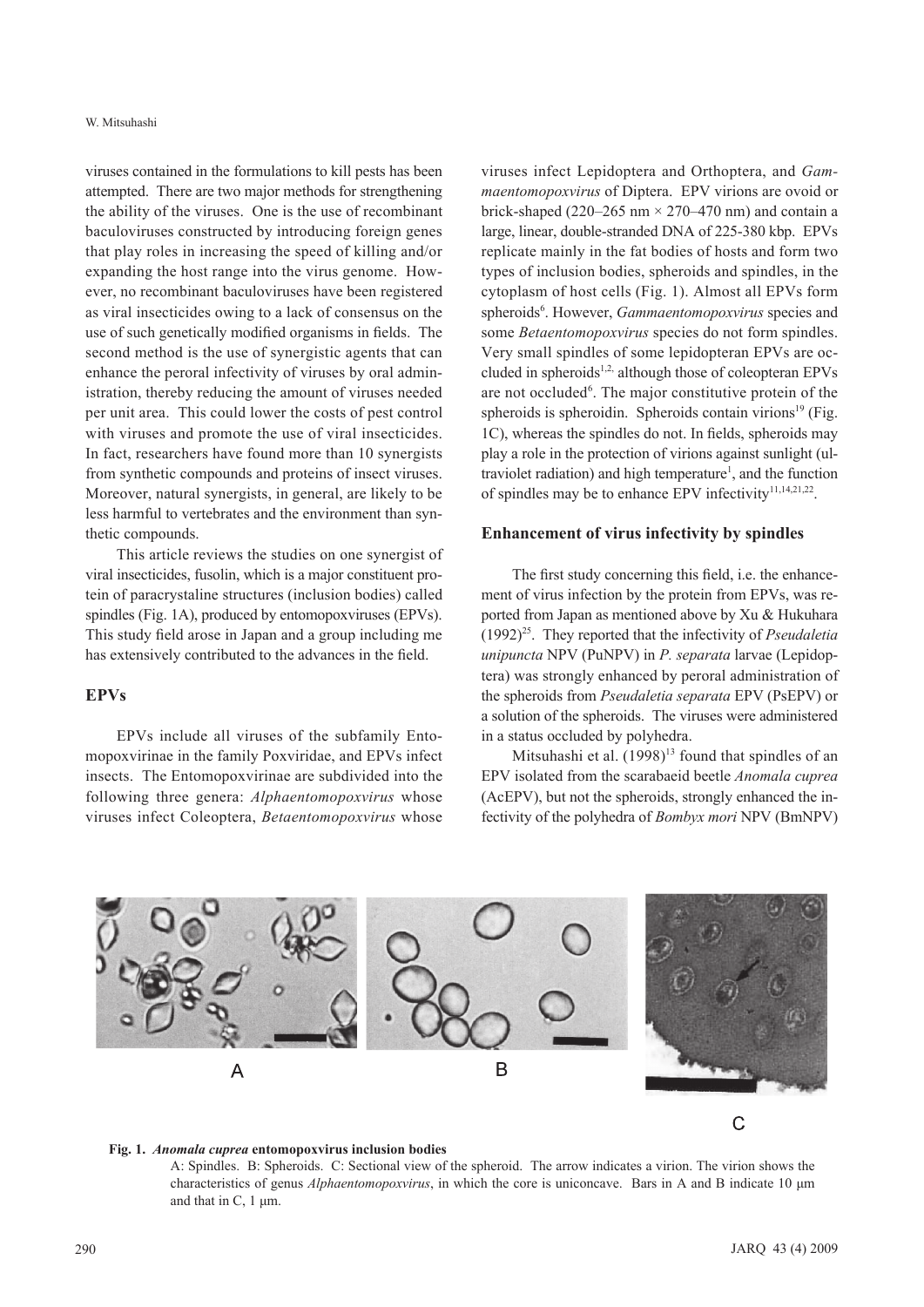viruses contained in the formulations to kill pests has been attempted. There are two major methods for strengthening the ability of the viruses. One is the use of recombinant baculoviruses constructed by introducing foreign genes that play roles in increasing the speed of killing and/or expanding the host range into the virus genome. However, no recombinant baculoviruses have been registered as viral insecticides owing to a lack of consensus on the use of such genetically modified organisms in fields. The second method is the use of synergistic agents that can enhance the peroral infectivity of viruses by oral administration, thereby reducing the amount of viruses needed per unit area. This could lower the costs of pest control with viruses and promote the use of viral insecticides. In fact, researchers have found more than 10 synergists from synthetic compounds and proteins of insect viruses. Moreover, natural synergists, in general, are likely to be less harmful to vertebrates and the environment than synthetic compounds.

This article reviews the studies on one synergist of viral insecticides, fusolin, which is a major constituent protein of paracrystaline structures (inclusion bodies) called spindles (Fig. 1A), produced by entomopoxviruses (EPVs). This study field arose in Japan and a group including me has extensively contributed to the advances in the field.

## EPVs

EPVs include all viruses of the subfamily Entomopoxvirinae in the family Poxviridae, and EPVs infect insects. The Entomopoxvirinae are subdivided into the following three genera: *Alphaentomopoxvirus* whose viruses infect Coleoptera, *Betaentomopoxvirus* whose viruses infect Lepidoptera and Orthoptera, and *Gammaentomopoxvirus* of Diptera. EPV virions are ovoid or brick-shaped (220–265 nm × 270–470 nm) and contain a large, linear, double-stranded DNA of 225-380 kbp. EPVs replicate mainly in the fat bodies of hosts and form two types of inclusion bodies, spheroids and spindles, in the cytoplasm of host cells (Fig. 1). Almost all EPVs form spheroids[6]. However, *Gammaentomopoxvirus* species and some *Betaentomopoxvirus* species do not form spindles. Very small spindles of some lepidopteran EPVs are occluded in spheroids[1,2,] although those of coleopteran EPVs are not occluded[6]. The major constitutive protein of the spheroids is spheroidin. Spheroids contain virions[19] (Fig. 1C), whereas the spindles do not. In fields, spheroids may play a role in the protection of virions against sunlight (ultraviolet radiation) and high temperature[1], and the function of spindles may be to enhance EPV infectivity[11,14,21,22].

## Enhancement of virus infectivity by spindles

The first study concerning this field, i.e. the enhancement of virus infection by the protein from EPVs, was reported from Japan as mentioned above by Xu & Hukuhara (1992)[25]. They reported that the infectivity of *Pseudaletia unipuncta* NPV (PuNPV) in *P. separata* larvae (Lepidoptera) was strongly enhanced by peroral administration of the spheroids from *Pseudaletia separata* EPV (PsEPV) or a solution of the spheroids. The viruses were administered in a status occluded by polyhedra.

Mitsuhashi et al. (1998)[13] found that spindles of an EPV isolated from the scarabaeid beetle *Anomala cuprea* (AcEPV), but not the spheroids, strongly enhanced the infectivity of the polyhedra of *Bombyx mori* NPV (BmNPV)

**Fig. 1. *Anomala cuprea* entomopoxvirus inclusion bodies**
A: Spindles. B: Spheroids. C: Sectional view of the spheroid. The arrow indicates a virion. The virion shows the characteristics of genus *Alphaentomopoxvirus*, in which the core is uniconcave. Bars in A and B indicate 10 μm and that in C, 1 μm.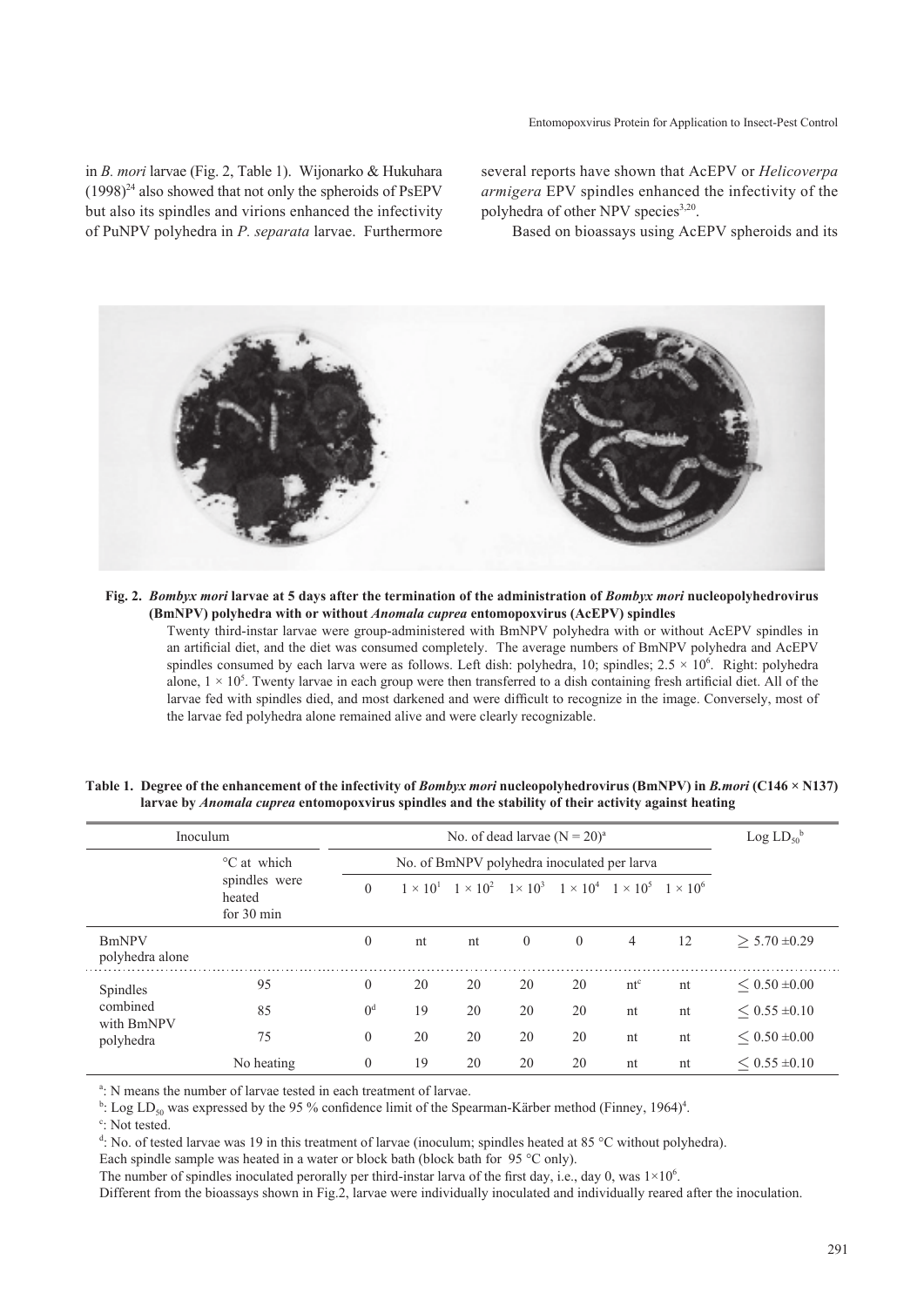in *B. mori* larvae (Fig. 2, Table 1). Wijonarko & Hukuhara (1998)[24] also showed that not only the spheroids of PsEPV but also its spindles and virions enhanced the infectivity of PuNPV polyhedra in *P. separata* larvae. Furthermore several reports have shown that AcEPV or *Helicoverpa armigera* EPV spindles enhanced the infectivity of the polyhedra of other NPV species[3,20].

Based on bioassays using AcEPV spheroids and its

**Fig. 2. *Bombyx mori* larvae at 5 days after the termination of the administration of *Bombyx mori* nucleopolyhedrovirus (BmNPV) polyhedra with or without *Anomala cuprea* entomopoxvirus (AcEPV) spindles**

Twenty third-instar larvae were group-administered with BmNPV polyhedra with or without AcEPV spindles in an artificial diet, and the diet was consumed completely. The average numbers of BmNPV polyhedra and AcEPV spindles consumed by each larva were as follows. Left dish: polyhedra, 10; spindles; $2.5 \times 10^6$. Right: polyhedra alone, $1 \times 10^5$. Twenty larvae in each group were then transferred to a dish containing fresh artificial diet. All of the larvae fed with spindles died, and most darkened and were difficult to recognize in the image. Conversely, most of the larvae fed polyhedra alone remained alive and were clearly recognizable.

**Table 1. Degree of the enhancement of the infectivity of *Bombyx mori* nucleopolyhedrovirus (BmNPV) in *B.mori* (C146 × N137) larvae by *Anomala cuprea* entomopoxvirus spindles and the stability of their activity against heating**

| Inoculum | | No. of dead larvae (N = 20)[a] | | | | | | | Log $LD_{50}$[b] |
|---|---|---|---|---|---|---|---|---|---|
| | °C at which spindles were heated for 30 min | No. of BmNPV polyhedra inoculated per larva | | | | | | | |
| | | 0 | $1 \times 10^1$ | $1 \times 10^2$ | $1 \times 10^3$ | $1 \times 10^4$ | $1 \times 10^5$ | $1 \times 10^6$ | |
| BmNPV polyhedra alone | | 0 | nt | nt | 0 | 0 | 4 | 12 | $\geq 5.70 \pm 0.29$ |
| Spindles combined with BmNPV polyhedra | 95 | 0 | 20 | 20 | 20 | 20 | nt[c] | nt | $\leq 0.50 \pm 0.00$ |
| | 85 | 0[d] | 19 | 20 | 20 | 20 | nt | nt | $\leq 0.55 \pm 0.10$ |
| | 75 | 0 | 20 | 20 | 20 | 20 | nt | nt | $\leq 0.50 \pm 0.00$ |
| | No heating | 0 | 19 | 20 | 20 | 20 | nt | nt | $\leq 0.55 \pm 0.10$ |

[a]: N means the number of larvae tested in each treatment of larvae.

[b]: Log $LD_{50}$ was expressed by the 95 % confidence limit of the Spearman-Kärber method (Finney, 1964)[4].

[c]: Not tested.

[d]: No. of tested larvae was 19 in this treatment of larvae (inoculum; spindles heated at 85 °C without polyhedra).

Each spindle sample was heated in a water or block bath (block bath for 95 °C only).

The number of spindles inoculated perorally per third-instar larva of the first day, i.e., day 0, was $1 \times 10^6$.

Different from the bioassays shown in Fig.2, larvae were individually inoculated and individually reared after the inoculation.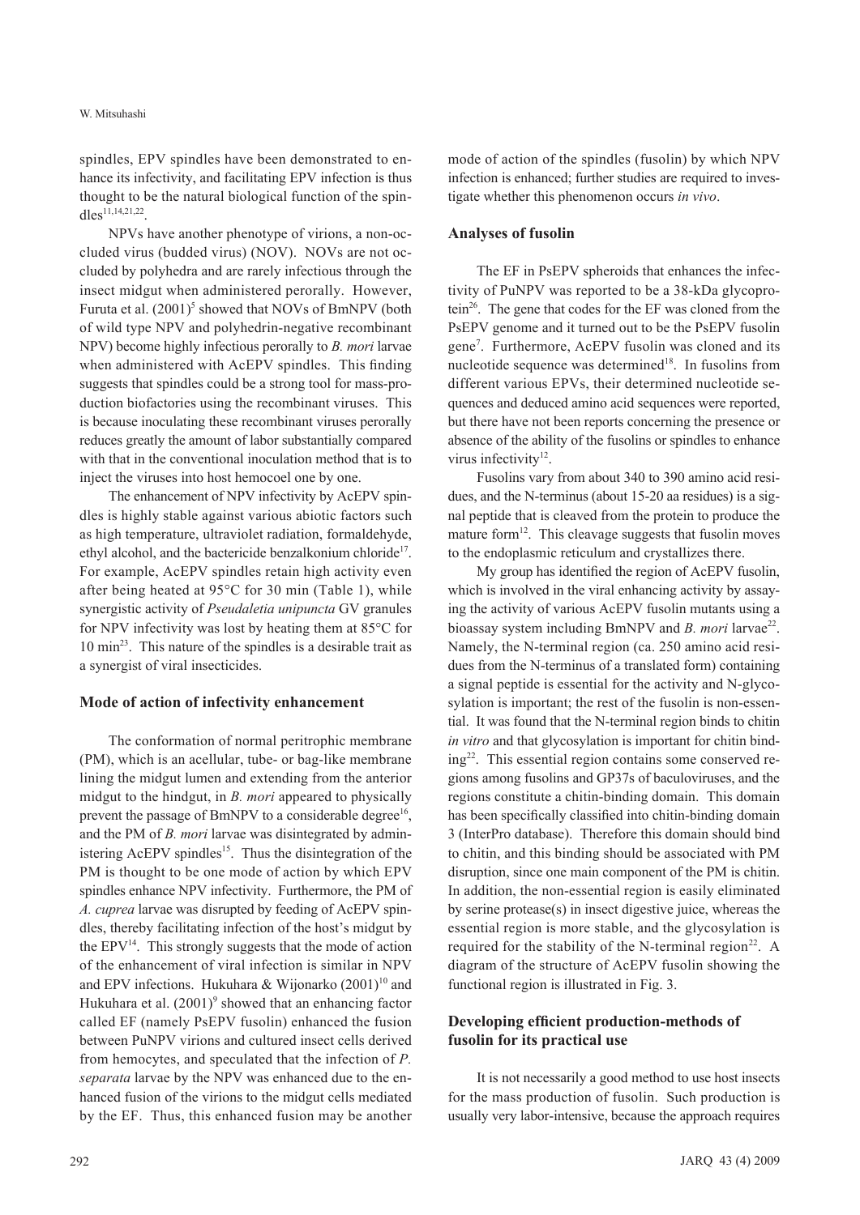spindles, EPV spindles have been demonstrated to enhance its infectivity, and facilitating EPV infection is thus thought to be the natural biological function of the spindles[11,14,21,22].

NPVs have another phenotype of virions, a non-occluded virus (budded virus) (NOV). NOVs are not occluded by polyhedra and are rarely infectious through the insect midgut when administered perorally. However, Furuta et al. (2001)[5] showed that NOVs of BmNPV (both of wild type NPV and polyhedrin-negative recombinant NPV) become highly infectious perorally to *B. mori* larvae when administered with AcEPV spindles. This finding suggests that spindles could be a strong tool for mass-production biofactories using the recombinant viruses. This is because inoculating these recombinant viruses perorally reduces greatly the amount of labor substantially compared with that in the conventional inoculation method that is to inject the viruses into host hemocoel one by one.

The enhancement of NPV infectivity by AcEPV spindles is highly stable against various abiotic factors such as high temperature, ultraviolet radiation, formaldehyde, ethyl alcohol, and the bactericide benzalkonium chloride[17]. For example, AcEPV spindles retain high activity even after being heated at 95°C for 30 min (Table 1), while synergistic activity of *Pseudaletia unipuncta* GV granules for NPV infectivity was lost by heating them at 85°C for 10 min[23]. This nature of the spindles is a desirable trait as a synergist of viral insecticides.

## Mode of action of infectivity enhancement

The conformation of normal peritrophic membrane (PM), which is an acellular, tube- or bag-like membrane lining the midgut lumen and extending from the anterior midgut to the hindgut, in *B. mori* appeared to physically prevent the passage of BmNPV to a considerable degree[16], and the PM of *B. mori* larvae was disintegrated by administering AcEPV spindles[15]. Thus the disintegration of the PM is thought to be one mode of action by which EPV spindles enhance NPV infectivity. Furthermore, the PM of *A. cuprea* larvae was disrupted by feeding of AcEPV spindles, thereby facilitating infection of the host's midgut by the EPV[14]. This strongly suggests that the mode of action of the enhancement of viral infection is similar in NPV and EPV infections. Hukuhara & Wijonarko (2001)[10] and Hukuhara et al. (2001)[9] showed that an enhancing factor called EF (namely PsEPV fusolin) enhanced the fusion between PuNPV virions and cultured insect cells derived from hemocytes, and speculated that the infection of *P. separata* larvae by the NPV was enhanced due to the enhanced fusion of the virions to the midgut cells mediated by the EF. Thus, this enhanced fusion may be another mode of action of the spindles (fusolin) by which NPV infection is enhanced; further studies are required to investigate whether this phenomenon occurs *in vivo*.

## Analyses of fusolin

The EF in PsEPV spheroids that enhances the infectivity of PuNPV was reported to be a 38-kDa glycoprotein[26]. The gene that codes for the EF was cloned from the PsEPV genome and it turned out to be the PsEPV fusolin gene[7]. Furthermore, AcEPV fusolin was cloned and its nucleotide sequence was determined[18]. In fusolins from different various EPVs, their determined nucleotide sequences and deduced amino acid sequences were reported, but there have not been reports concerning the presence or absence of the ability of the fusolins or spindles to enhance virus infectivity[12].

Fusolins vary from about 340 to 390 amino acid residues, and the N-terminus (about 15-20 aa residues) is a signal peptide that is cleaved from the protein to produce the mature form[12]. This cleavage suggests that fusolin moves to the endoplasmic reticulum and crystallizes there.

My group has identified the region of AcEPV fusolin, which is involved in the viral enhancing activity by assaying the activity of various AcEPV fusolin mutants using a bioassay system including BmNPV and *B. mori* larvae[22]. Namely, the N-terminal region (ca. 250 amino acid residues from the N-terminus of a translated form) containing a signal peptide is essential for the activity and N-glycosylation is important; the rest of the fusolin is non-essential. It was found that the N-terminal region binds to chitin *in vitro* and that glycosylation is important for chitin binding[22]. This essential region contains some conserved regions among fusolins and GP37s of baculoviruses, and the regions constitute a chitin-binding domain. This domain has been specifically classified into chitin-binding domain 3 (InterPro database). Therefore this domain should bind to chitin, and this binding should be associated with PM disruption, since one main component of the PM is chitin. In addition, the non-essential region is easily eliminated by serine protease(s) in insect digestive juice, whereas the essential region is more stable, and the glycosylation is required for the stability of the N-terminal region[22]. A diagram of the structure of AcEPV fusolin showing the functional region is illustrated in Fig. 3.

## Developing efficient production-methods of fusolin for its practical use

It is not necessarily a good method to use host insects for the mass production of fusolin. Such production is usually very labor-intensive, because the approach requires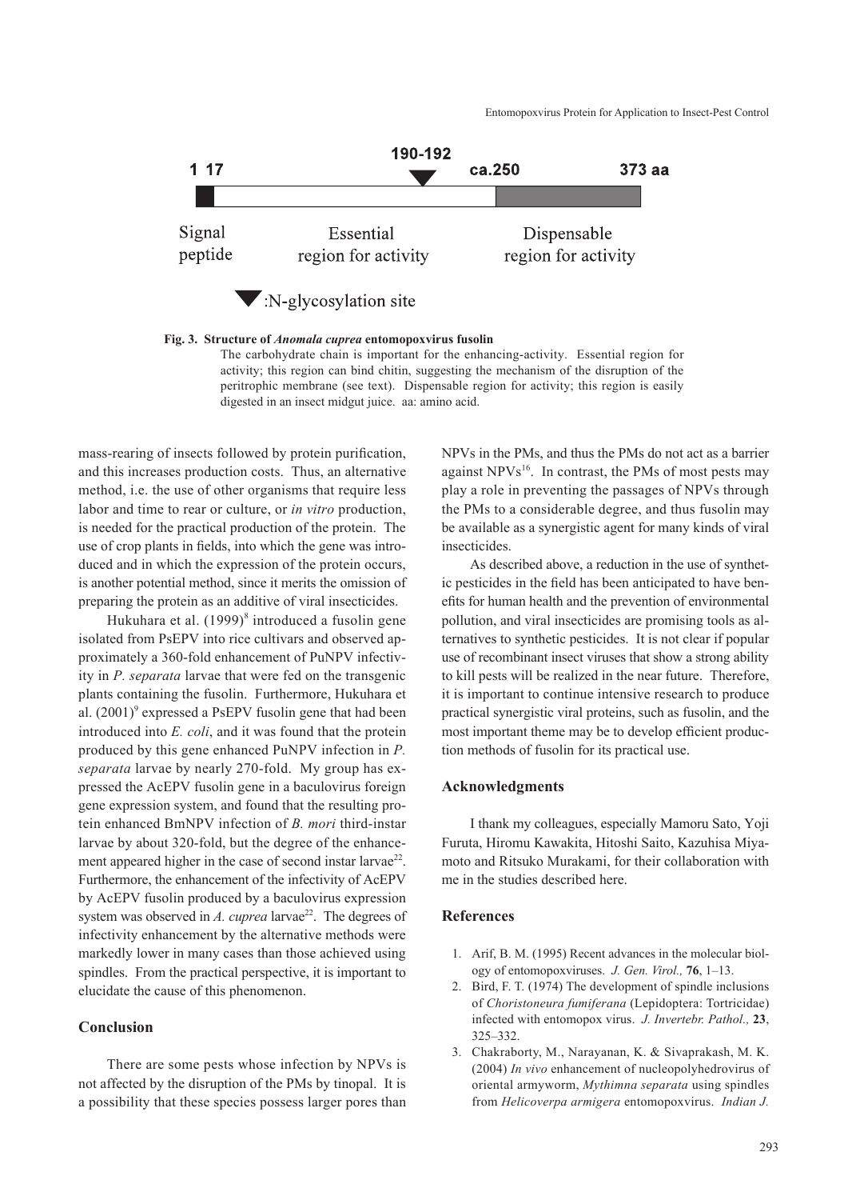**Fig. 3. Structure of *Anomala cuprea* entomopoxvirus fusolin**

The carbohydrate chain is important for the enhancing-activity. Essential region for activity; this region can bind chitin, suggesting the mechanism of the disruption of the peritrophic membrane (see text). Dispensable region for activity; this region is easily digested in an insect midgut juice. aa: amino acid.

mass-rearing of insects followed by protein purification, and this increases production costs. Thus, an alternative method, i.e. the use of other organisms that require less labor and time to rear or culture, or *in vitro* production, is needed for the practical production of the protein. The use of crop plants in fields, into which the gene was introduced and in which the expression of the protein occurs, is another potential method, since it merits the omission of preparing the protein as an additive of viral insecticides.

Hukuhara et al. (1999)[8] introduced a fusolin gene isolated from PsEPV into rice cultivars and observed approximately a 360-fold enhancement of PuNPV infectivity in *P. separata* larvae that were fed on the transgenic plants containing the fusolin. Furthermore, Hukuhara et al. (2001)[9] expressed a PsEPV fusolin gene that had been introduced into *E. coli*, and it was found that the protein produced by this gene enhanced PuNPV infection in *P. separata* larvae by nearly 270-fold. My group has expressed the AcEPV fusolin gene in a baculovirus foreign gene expression system, and found that the resulting protein enhanced BmNPV infection of *B. mori* third-instar larvae by about 320-fold, but the degree of the enhancement appeared higher in the case of second instar larvae[22]. Furthermore, the enhancement of the infectivity of AcEPV by AcEPV fusolin produced by a baculovirus expression system was observed in *A. cuprea* larvae[22]. The degrees of infectivity enhancement by the alternative methods were markedly lower in many cases than those achieved using spindles. From the practical perspective, it is important to elucidate the cause of this phenomenon.

## Conclusion

There are some pests whose infection by NPVs is not affected by the disruption of the PMs by tinopal. It is a possibility that these species possess larger pores than NPVs in the PMs, and thus the PMs do not act as a barrier against NPVs[16]. In contrast, the PMs of most pests may play a role in preventing the passages of NPVs through the PMs to a considerable degree, and thus fusolin may be available as a synergistic agent for many kinds of viral insecticides.

As described above, a reduction in the use of synthetic pesticides in the field has been anticipated to have benefits for human health and the prevention of environmental pollution, and viral insecticides are promising tools as alternatives to synthetic pesticides. It is not clear if popular use of recombinant insect viruses that show a strong ability to kill pests will be realized in the near future. Therefore, it is important to continue intensive research to produce practical synergistic viral proteins, such as fusolin, and the most important theme may be to develop efficient production methods of fusolin for its practical use.

## Acknowledgments

I thank my colleagues, especially Mamoru Sato, Yoji Furuta, Hiromu Kawakita, Hitoshi Saito, Kazuhisa Miyamoto and Ritsuko Murakami, for their collaboration with me in the studies described here.

## References

1. Arif, B. M. (1995) Recent advances in the molecular biology of entomopoxviruses. *J. Gen. Virol.,* **76**, 1–13.
2. Bird, F. T. (1974) The development of spindle inclusions of *Choristoneura fumiferana* (Lepidoptera: Tortricidae) infected with entomopox virus. *J. Invertebr. Pathol.,* **23**, 325–332.
3. Chakraborty, M., Narayanan, K. & Sivaprakash, M. K. (2004) *In vivo* enhancement of nucleopolyhedrovirus of oriental armyworm, *Mythimna separata* using spindles from *Helicoverpa armigera* entomopoxvirus. *Indian J.*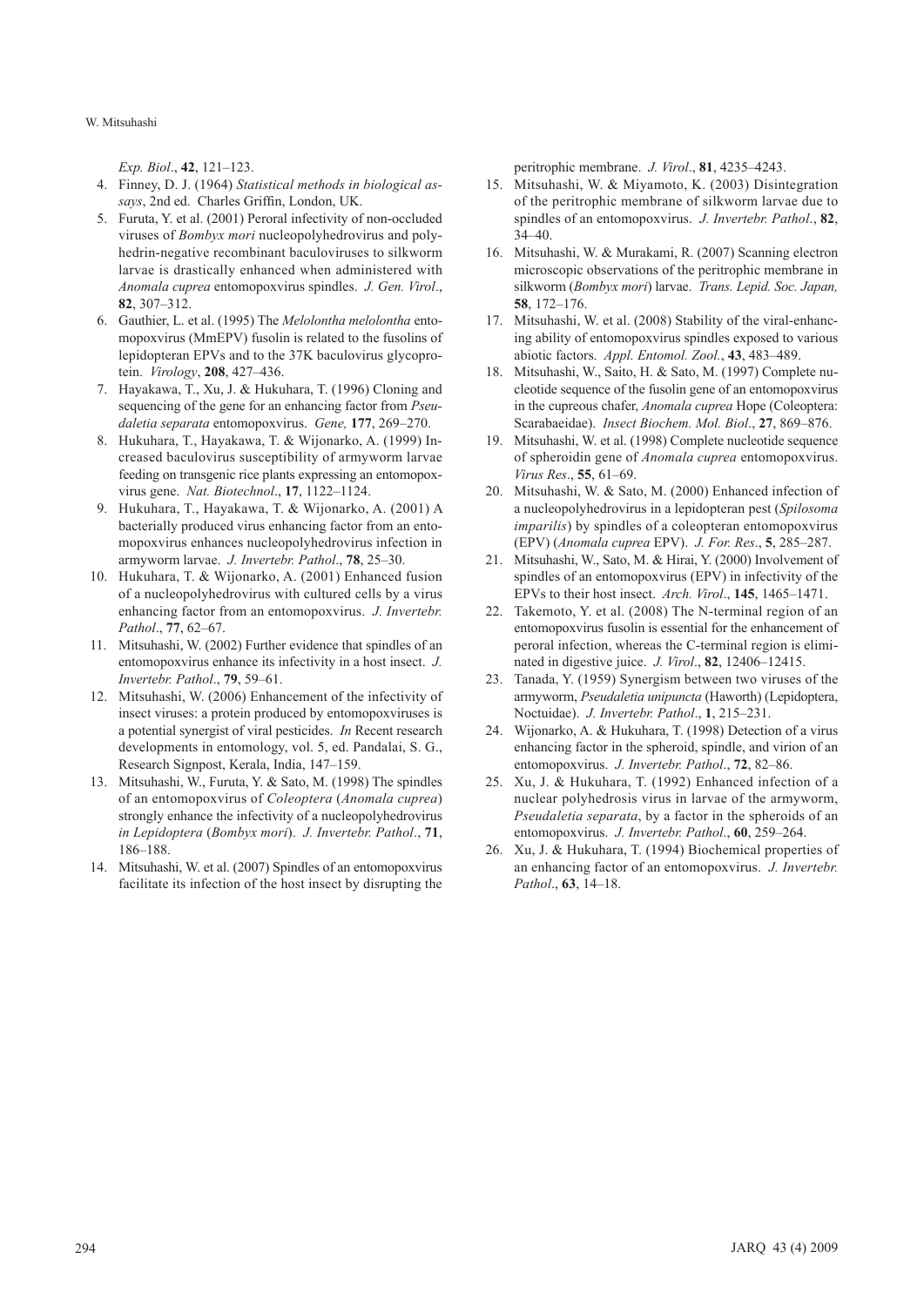*Exp. Biol*., **42**, 121–123.

4. Finney, D. J. (1964) *Statistical methods in biological assays*, 2nd ed. Charles Griffin, London, UK.
5. Furuta, Y. et al. (2001) Peroral infectivity of non-occluded viruses of *Bombyx mori* nucleopolyhedrovirus and polyhedrin-negative recombinant baculoviruses to silkworm larvae is drastically enhanced when administered with *Anomala cuprea* entomopoxvirus spindles. *J. Gen. Virol*., **82**, 307–312.
6. Gauthier, L. et al. (1995) The *Melolontha melolontha* entomopoxvirus (MmEPV) fusolin is related to the fusolins of lepidopteran EPVs and to the 37K baculovirus glycoprotein. *Virology*, **208**, 427–436.
7. Hayakawa, T., Xu, J. & Hukuhara, T. (1996) Cloning and sequencing of the gene for an enhancing factor from *Pseudaletia separata* entomopoxvirus. *Gene,* **177**, 269–270.
8. Hukuhara, T., Hayakawa, T. & Wijonarko, A. (1999) Increased baculovirus susceptibility of armyworm larvae feeding on transgenic rice plants expressing an entomopoxvirus gene. *Nat. Biotechnol*., **17**, 1122–1124.
9. Hukuhara, T., Hayakawa, T. & Wijonarko, A. (2001) A bacterially produced virus enhancing factor from an entomopoxvirus enhances nucleopolyhedrovirus infection in armyworm larvae. *J. Invertebr. Pathol*., **78**, 25–30.
10. Hukuhara, T. & Wijonarko, A. (2001) Enhanced fusion of a nucleopolyhedrovirus with cultured cells by a virus enhancing factor from an entomopoxvirus. *J. Invertebr. Pathol*., **77**, 62–67.
11. Mitsuhashi, W. (2002) Further evidence that spindles of an entomopoxvirus enhance its infectivity in a host insect. *J. Invertebr. Pathol*., **79**, 59–61.
12. Mitsuhashi, W. (2006) Enhancement of the infectivity of insect viruses: a protein produced by entomopoxviruses is a potential synergist of viral pesticides. *In* Recent research developments in entomology, vol. 5, ed. Pandalai, S. G., Research Signpost, Kerala, India, 147–159.
13. Mitsuhashi, W., Furuta, Y. & Sato, M. (1998) The spindles of an entomopoxvirus of *Coleoptera* (*Anomala cuprea*) strongly enhance the infectivity of a nucleopolyhedrovirus *in Lepidoptera* (*Bombyx mori*). *J. Invertebr. Pathol*., **71**, 186–188.
14. Mitsuhashi, W. et al. (2007) Spindles of an entomopoxvirus facilitate its infection of the host insect by disrupting the peritrophic membrane. *J. Virol*., **81**, 4235–4243.
15. Mitsuhashi, W. & Miyamoto, K. (2003) Disintegration of the peritrophic membrane of silkworm larvae due to spindles of an entomopoxvirus. *J. Invertebr. Pathol*., **82**, 34–40.
16. Mitsuhashi, W. & Murakami, R. (2007) Scanning electron microscopic observations of the peritrophic membrane in silkworm (*Bombyx mori*) larvae. *Trans. Lepid. Soc. Japan,* **58**, 172–176.
17. Mitsuhashi, W. et al. (2008) Stability of the viral-enhancing ability of entomopoxvirus spindles exposed to various abiotic factors. *Appl. Entomol. Zool.*, **43**, 483–489.
18. Mitsuhashi, W., Saito, H. & Sato, M. (1997) Complete nucleotide sequence of the fusolin gene of an entomopoxvirus in the cupreous chafer, *Anomala cuprea* Hope (Coleoptera: Scarabaeidae). *Insect Biochem. Mol. Biol*., **27**, 869–876.
19. Mitsuhashi, W. et al. (1998) Complete nucleotide sequence of spheroidin gene of *Anomala cuprea* entomopoxvirus. *Virus Res*., **55**, 61–69.
20. Mitsuhashi, W. & Sato, M. (2000) Enhanced infection of a nucleopolyhedrovirus in a lepidopteran pest (*Spilosoma imparilis*) by spindles of a coleopteran entomopoxvirus (EPV) (*Anomala cuprea* EPV). *J. For. Res*., **5**, 285–287.
21. Mitsuhashi, W., Sato, M. & Hirai, Y. (2000) Involvement of spindles of an entomopoxvirus (EPV) in infectivity of the EPVs to their host insect. *Arch. Virol*., **145**, 1465–1471.
22. Takemoto, Y. et al. (2008) The N-terminal region of an entomopoxvirus fusolin is essential for the enhancement of peroral infection, whereas the C-terminal region is eliminated in digestive juice. *J. Virol*., **82**, 12406–12415.
23. Tanada, Y. (1959) Synergism between two viruses of the armyworm, *Pseudaletia unipuncta* (Haworth) (Lepidoptera, Noctuidae). *J. Invertebr. Pathol*., **1**, 215–231.
24. Wijonarko, A. & Hukuhara, T. (1998) Detection of a virus enhancing factor in the spheroid, spindle, and virion of an entomopoxvirus. *J. Invertebr. Pathol*., **72**, 82–86.
25. Xu, J. & Hukuhara, T. (1992) Enhanced infection of a nuclear polyhedrosis virus in larvae of the armyworm, *Pseudaletia separata*, by a factor in the spheroids of an entomopoxvirus. *J. Invertebr. Pathol*., **60**, 259–264.
26. Xu, J. & Hukuhara, T. (1994) Biochemical properties of an enhancing factor of an entomopoxvirus. *J. Invertebr. Pathol*., **63**, 14–18.